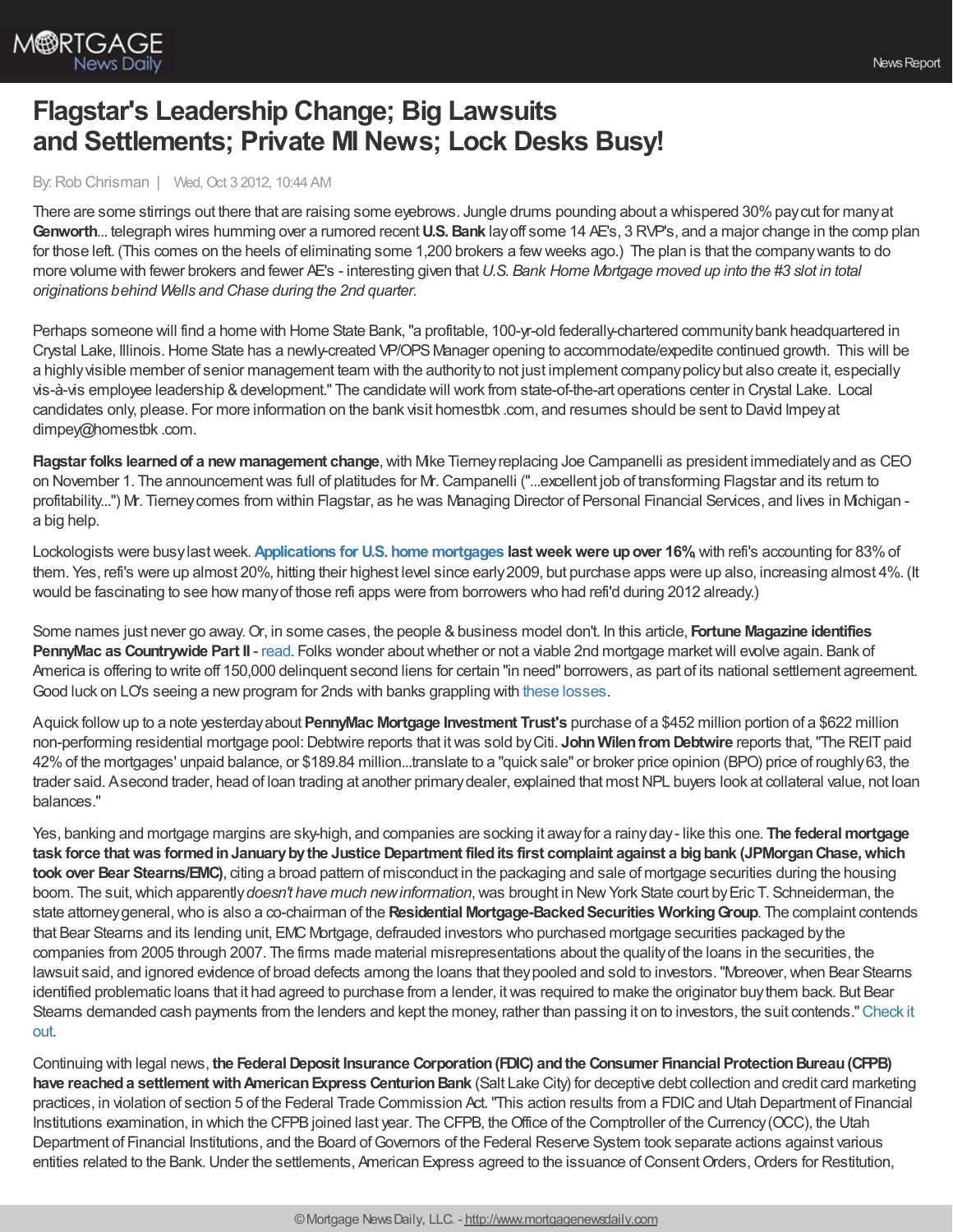# Flagstar's Leadership Change; Big Lawsuits and Settlements; Private MI News; Lock Desks Busy!

By: Rob Chrisman | Wed, Oct 3 2012, 10:44 AM

There are some stirrings out there that are raising some eyebrows. Jungle drums pounding about a whispered 30% pay cut for many at **Genworth**... telegraph wires humming over a rumored recent **U.S. Bank** layoff some 14 AE's, 3 RVP's, and a major change in the comp plan for those left. (This comes on the heels of eliminating some 1,200 brokers a few weeks ago.) The plan is that the company wants to do more volume with fewer brokers and fewer AE's - interesting given that *U.S. Bank Home Mortgage moved up into the #3 slot in total originations behind Wells and Chase during the 2nd quarter.*

Perhaps someone will find a home with Home State Bank, "a profitable, 100-yr-old federally-chartered community bank headquartered in Crystal Lake, Illinois. Home State has a newly-created VP/OPS Manager opening to accommodate/expedite continued growth. This will be a highly visible member of senior management team with the authority to not just implement company policy but also create it, especially vis-à-vis employee leadership & development." The candidate will work from state-of-the-art operations center in Crystal Lake. Local candidates only, please. For more information on the bank visit homestbk .com, and resumes should be sent to David Impey at dimpey@homestbk .com.

**Flagstar folks learned of a new management change**, with Mike Tierney replacing Joe Campanelli as president immediately and as CEO on November 1. The announcement was full of platitudes for Mr. Campanelli ("...excellent job of transforming Flagstar and its return to profitability...") Mr. Tierney comes from within Flagstar, as he was Managing Director of Personal Financial Services, and lives in Michigan - a big help.

Lockologists were busy last week. **Applications for U.S. home mortgages last week were up over 16%**, with refi's accounting for 83% of them. Yes, refi's were up almost 20%, hitting their highest level since early 2009, but purchase apps were up also, increasing almost 4%. (It would be fascinating to see how many of those refi apps were from borrowers who had refi'd during 2012 already.)

Some names just never go away. Or, in some cases, the people & business model don't. In this article, **Fortune Magazine identifies PennyMac as Countrywide Part II** - read. Folks wonder about whether or not a viable 2nd mortgage market will evolve again. Bank of America is offering to write off 150,000 delinquent second liens for certain "in need" borrowers, as part of its national settlement agreement. Good luck on LO's seeing a new program for 2nds with banks grappling with these losses.

A quick follow up to a note yesterday about **PennyMac Mortgage Investment Trust's** purchase of a $452 million portion of a $622 million non-performing residential mortgage pool: Debtwire reports that it was sold by Citi. **John Wilen from Debtwire** reports that, "The REIT paid 42% of the mortgages' unpaid balance, or $189.84 million...translate to a "quick sale" or broker price opinion (BPO) price of roughly 63, the trader said. A second trader, head of loan trading at another primary dealer, explained that most NPL buyers look at collateral value, not loan balances."

Yes, banking and mortgage margins are sky-high, and companies are socking it away for a rainy day - like this one. **The federal mortgage task force that was formed in January by the Justice Department filed its first complaint against a big bank (JPMorgan Chase, which took over Bear Stearns/EMC)**, citing a broad pattern of misconduct in the packaging and sale of mortgage securities during the housing boom. The suit, which apparently *doesn't have much new information*, was brought in New York State court by Eric T. Schneiderman, the state attorney general, who is also a co-chairman of the **Residential Mortgage-Backed Securities Working Group**. The complaint contends that Bear Stearns and its lending unit, EMC Mortgage, defrauded investors who purchased mortgage securities packaged by the companies from 2005 through 2007. The firms made material misrepresentations about the quality of the loans in the securities, the lawsuit said, and ignored evidence of broad defects among the loans that they pooled and sold to investors. "Moreover, when Bear Stearns identified problematic loans that it had agreed to purchase from a lender, it was required to make the originator buy them back. But Bear Stearns demanded cash payments from the lenders and kept the money, rather than passing it on to investors, the suit contends." Check it out.

Continuing with legal news, **the Federal Deposit Insurance Corporation (FDIC) and the Consumer Financial Protection Bureau (CFPB) have reached a settlement with American Express Centurion Bank** (Salt Lake City) for deceptive debt collection and credit card marketing practices, in violation of section 5 of the Federal Trade Commission Act. "This action results from a FDIC and Utah Department of Financial Institutions examination, in which the CFPB joined last year. The CFPB, the Office of the Comptroller of the Currency (OCC), the Utah Department of Financial Institutions, and the Board of Governors of the Federal Reserve System took separate actions against various entities related to the Bank. Under the settlements, American Express agreed to the issuance of Consent Orders, Orders for Restitution,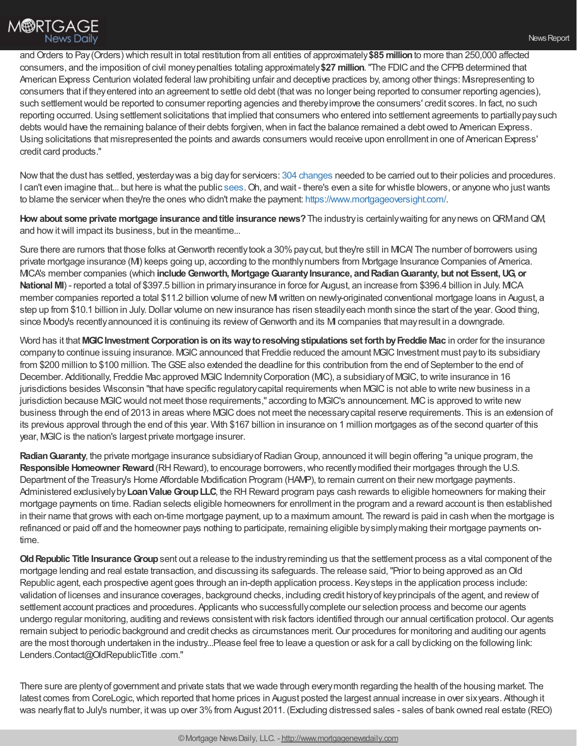and Orders to Pay (Orders) which result in total restitution from all entities of approximately **$85 million** to more than 250,000 affected consumers, and the imposition of civil money penalties totaling approximately **$27 million**. "The FDIC and the CFPB determined that American Express Centurion violated federal law prohibiting unfair and deceptive practices by, among other things: Misrepresenting to consumers that if they entered into an agreement to settle old debt (that was no longer being reported to consumer reporting agencies), such settlement would be reported to consumer reporting agencies and thereby improve the consumers' credit scores. In fact, no such reporting occurred. Using settlement solicitations that implied that consumers who entered into settlement agreements to partially pay such debts would have the remaining balance of their debts forgiven, when in fact the balance remained a debt owed to American Express. Using solicitations that misrepresented the points and awards consumers would receive upon enrollment in one of American Express' credit card products."

Now that the dust has settled, yesterday was a big day for servicers: 304 changes needed to be carried out to their policies and procedures. I can't even imagine that... but here is what the public sees. Oh, and wait - there's even a site for whistle blowers, or anyone who just wants to blame the servicer when they're the ones who didn't make the payment: https://www.mortgageoversight.com/.

**How about some private mortgage insurance and title insurance news?** The industry is certainly waiting for any news on QRM and QM, and how it will impact its business, but in the meantime...

Sure there are rumors that those folks at Genworth recently took a 30% pay cut, but they're still in MICA! The number of borrowers using private mortgage insurance (MI) keeps going up, according to the monthly numbers from Mortgage Insurance Companies of America. MICA's member companies (which **include Genworth, Mortgage Guaranty Insurance, and Radian Guaranty, but not Essent, UG, or National MI**) - reported a total of $397.5 billion in primary insurance in force for August, an increase from $396.4 billion in July. MICA member companies reported a total $11.2 billion volume of new MI written on newly-originated conventional mortgage loans in August, a step up from $10.1 billion in July. Dollar volume on new insurance has risen steadily each month since the start of the year. Good thing, since Moody's recently announced it is continuing its review of Genworth and its MI companies that may result in a downgrade.

Word has it that **MGIC Investment Corporation is on its way to resolving stipulations set forth by Freddie Mac** in order for the insurance company to continue issuing insurance. MGIC announced that Freddie reduced the amount MGIC Investment must pay to its subsidiary from $200 million to $100 million. The GSE also extended the deadline for this contribution from the end of September to the end of December. Additionally, Freddie Mac approved MGIC Indemnity Corporation (MIC), a subsidiary of MGIC, to write insurance in 16 jurisdictions besides Wisconsin "that have specific regulatory capital requirements when MGIC is not able to write new business in a jurisdiction because MGIC would not meet those requirements," according to MGIC's announcement. MIC is approved to write new business through the end of 2013 in areas where MGIC does not meet the necessary capital reserve requirements. This is an extension of its previous approval through the end of this year. With $167 billion in insurance on 1 million mortgages as of the second quarter of this year, MGIC is the nation's largest private mortgage insurer.

**Radian Guaranty**, the private mortgage insurance subsidiary of Radian Group, announced it will begin offering "a unique program, the **Responsible Homeowner Reward** (RH Reward), to encourage borrowers, who recently modified their mortgages through the U.S. Department of the Treasury's Home Affordable Modification Program (HAMP), to remain current on their new mortgage payments. Administered exclusively by **Loan Value Group LLC**, the RH Reward program pays cash rewards to eligible homeowners for making their mortgage payments on time. Radian selects eligible homeowners for enrollment in the program and a reward account is then established in their name that grows with each on-time mortgage payment, up to a maximum amount. The reward is paid in cash when the mortgage is refinanced or paid off and the homeowner pays nothing to participate, remaining eligible by simply making their mortgage payments on-time.

**Old Republic Title Insurance Group** sent out a release to the industry reminding us that the settlement process as a vital component of the mortgage lending and real estate transaction, and discussing its safeguards. The release said, "Prior to being approved as an Old Republic agent, each prospective agent goes through an in-depth application process. Key steps in the application process include: validation of licenses and insurance coverages, background checks, including credit history of key principals of the agent, and review of settlement account practices and procedures. Applicants who successfully complete our selection process and become our agents undergo regular monitoring, auditing and reviews consistent with risk factors identified through our annual certification protocol. Our agents remain subject to periodic background and credit checks as circumstances merit. Our procedures for monitoring and auditing our agents are the most thorough undertaken in the industry...Please feel free to leave a question or ask for a call by clicking on the following link: Lenders.Contact@OldRepublicTitle .com."

There sure are plenty of government and private stats that we wade through every month regarding the health of the housing market. The latest comes from CoreLogic, which reported that home prices in August posted the largest annual increase in over six years. Although it was nearly flat to July's number, it was up over 3% from August 2011. (Excluding distressed sales - sales of bank owned real estate (REO)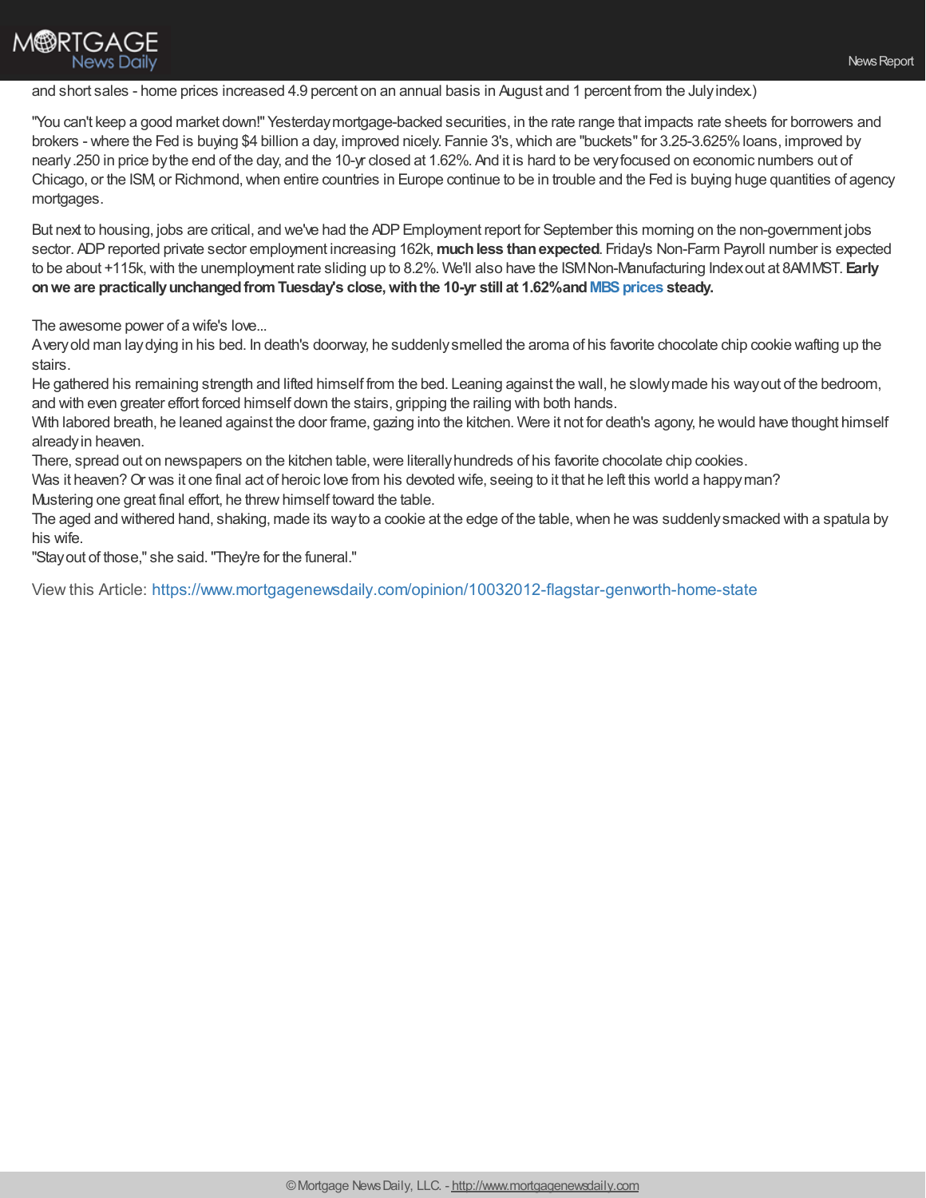and short sales - home prices increased 4.9 percent on an annual basis in August and 1 percent from the July index.)

"You can't keep a good market down!" Yesterday mortgage-backed securities, in the rate range that impacts rate sheets for borrowers and brokers - where the Fed is buying $4 billion a day, improved nicely. Fannie 3's, which are "buckets" for 3.25-3.625% loans, improved by nearly .250 in price by the end of the day, and the 10-yr closed at 1.62%. And it is hard to be very focused on economic numbers out of Chicago, or the ISM, or Richmond, when entire countries in Europe continue to be in trouble and the Fed is buying huge quantities of agency mortgages.

But next to housing, jobs are critical, and we've had the ADP Employment report for September this morning on the non-government jobs sector. ADP reported private sector employment increasing 162k, **much less than expected**. Friday's Non-Farm Payroll number is expected to be about +115k, with the unemployment rate sliding up to 8.2%. We'll also have the ISM Non-Manufacturing Index out at 8AM MST. **Early on we are practically unchanged from Tuesday's close, with the 10-yr still at 1.62% and MBS prices steady.**

The awesome power of a wife's love...
A very old man lay dying in his bed. In death's doorway, he suddenly smelled the aroma of his favorite chocolate chip cookie wafting up the stairs.
He gathered his remaining strength and lifted himself from the bed. Leaning against the wall, he slowly made his way out of the bedroom, and with even greater effort forced himself down the stairs, gripping the railing with both hands.
With labored breath, he leaned against the door frame, gazing into the kitchen. Were it not for death's agony, he would have thought himself already in heaven.
There, spread out on newspapers on the kitchen table, were literally hundreds of his favorite chocolate chip cookies.
Was it heaven? Or was it one final act of heroic love from his devoted wife, seeing to it that he left this world a happy man?
Mustering one great final effort, he threw himself toward the table.
The aged and withered hand, shaking, made its way to a cookie at the edge of the table, when he was suddenly smacked with a spatula by his wife.
"Stay out of those," she said. "They're for the funeral."

View this Article: https://www.mortgagenewsdaily.com/opinion/10032012-flagstar-genworth-home-state